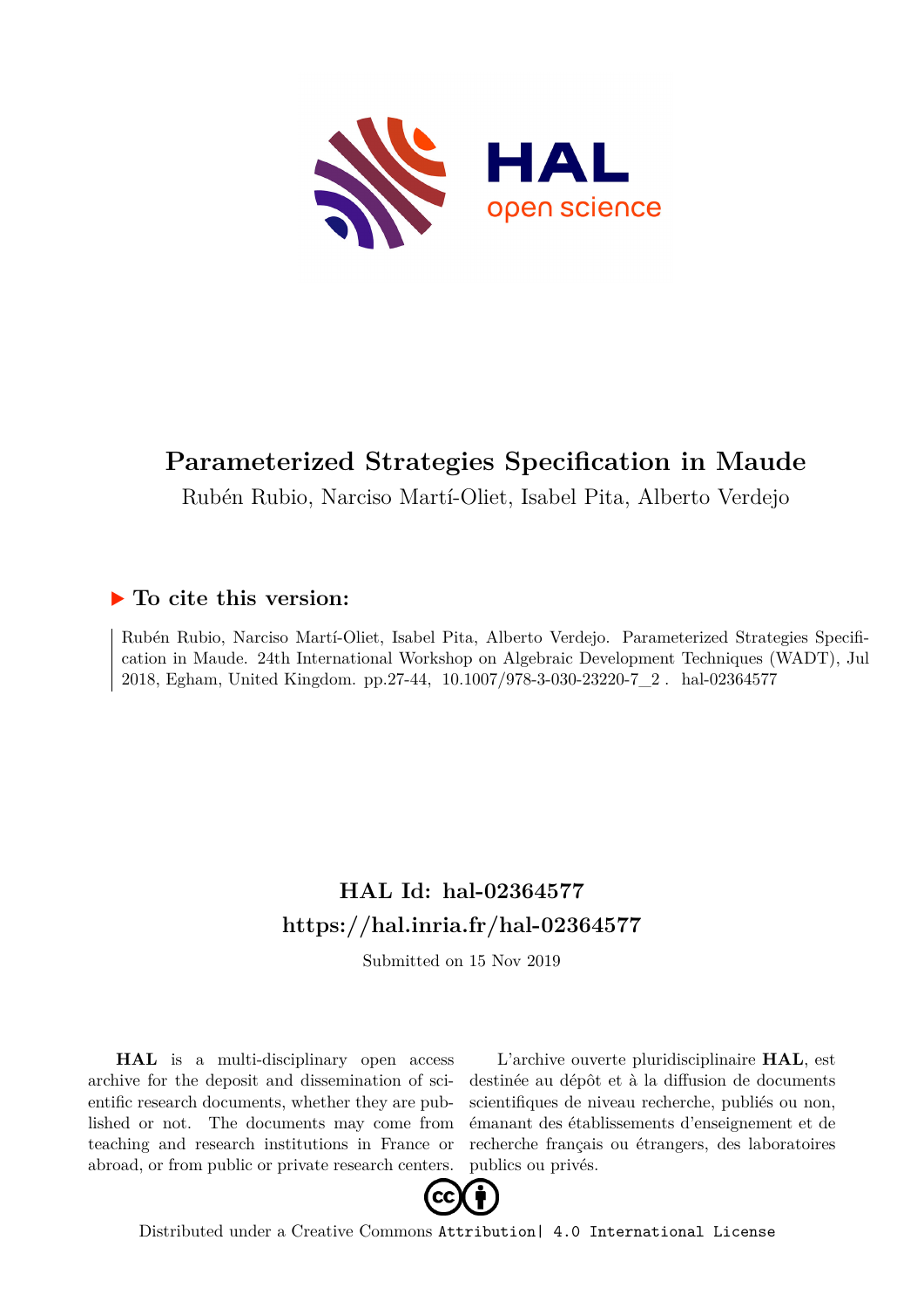# Parameterized Strategies Specification in Maude

Rubén Rubio, Narciso Martí-Oliet, Isabel Pita, Alberto Verdejo

## ▶ To cite this version:

Rubén Rubio, Narciso Martí-Oliet, Isabel Pita, Alberto Verdejo. Parameterized Strategies Specification in Maude. 24th International Workshop on Algebraic Development Techniques (WADT), Jul 2018, Egham, United Kingdom. pp.27-44, 10.1007/978-3-030-23220-7_2 . hal-02364577

## HAL Id: hal-02364577
## https://hal.inria.fr/hal-02364577

Submitted on 15 Nov 2019

**HAL** is a multi-disciplinary open access archive for the deposit and dissemination of scientific research documents, whether they are published or not. The documents may come from teaching and research institutions in France or abroad, or from public or private research centers.

L'archive ouverte pluridisciplinaire **HAL**, est destinée au dépôt et à la diffusion de documents scientifiques de niveau recherche, publiés ou non, émanant des établissements d'enseignement et de recherche français ou étrangers, des laboratoires publics ou privés.

Distributed under a Creative Commons Attribution| 4.0 International License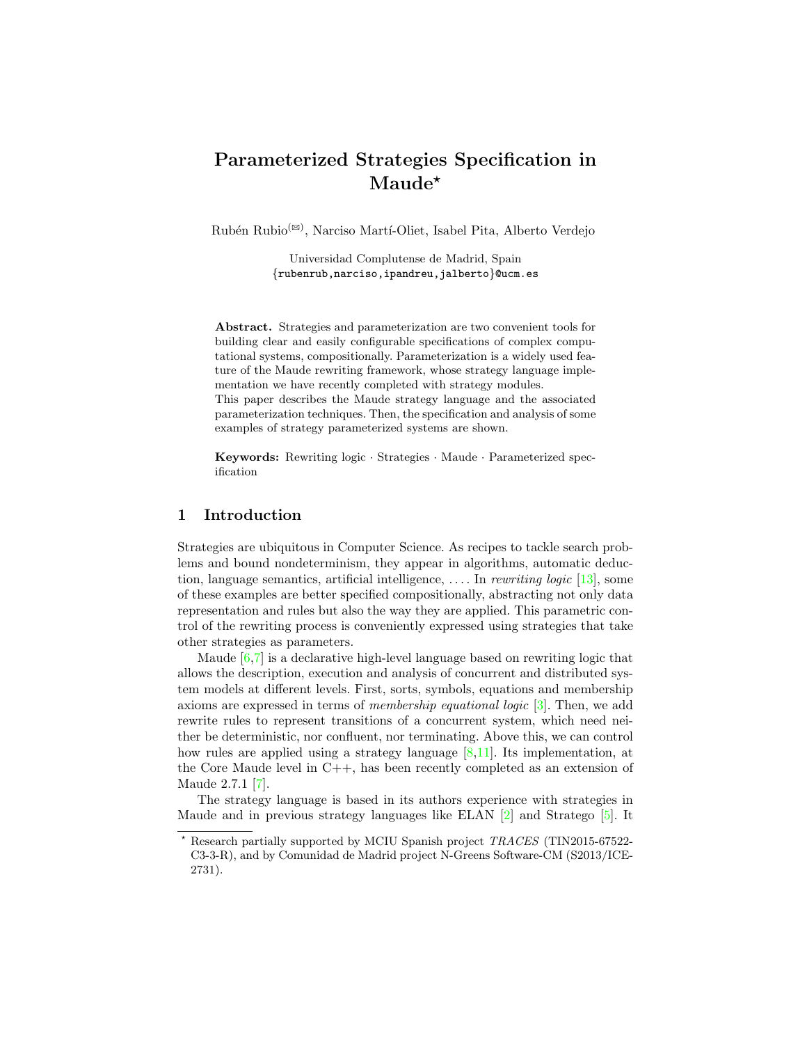# Parameterized Strategies Specification in Maude*

Rubén Rubio(✉), Narciso Martí-Oliet, Isabel Pita, Alberto Verdejo

Universidad Complutense de Madrid, Spain
{rubenrub,narciso,ipandreu,jalberto}@ucm.es

**Abstract.** Strategies and parameterization are two convenient tools for building clear and easily configurable specifications of complex computational systems, compositionally. Parameterization is a widely used feature of the Maude rewriting framework, whose strategy language implementation we have recently completed with strategy modules.
This paper describes the Maude strategy language and the associated parameterization techniques. Then, the specification and analysis of some examples of strategy parameterized systems are shown.

**Keywords:** Rewriting logic · Strategies · Maude · Parameterized specification

## 1 Introduction

Strategies are ubiquitous in Computer Science. As recipes to tackle search problems and bound nondeterminism, they appear in algorithms, automatic deduction, language semantics, artificial intelligence, .... In *rewriting logic* [13], some of these examples are better specified compositionally, abstracting not only data representation and rules but also the way they are applied. This parametric control of the rewriting process is conveniently expressed using strategies that take other strategies as parameters.

Maude [6,7] is a declarative high-level language based on rewriting logic that allows the description, execution and analysis of concurrent and distributed system models at different levels. First, sorts, symbols, equations and membership axioms are expressed in terms of *membership equational logic* [3]. Then, we add rewrite rules to represent transitions of a concurrent system, which need neither be deterministic, nor confluent, nor terminating. Above this, we can control how rules are applied using a strategy language [8,11]. Its implementation, at the Core Maude level in C++, has been recently completed as an extension of Maude 2.7.1 [7].

The strategy language is based in its authors experience with strategies in Maude and in previous strategy languages like ELAN [2] and Stratego [5]. It

* Research partially supported by MCIU Spanish project *TRACES* (TIN2015-67522-C3-3-R), and by Comunidad de Madrid project N-Greens Software-CM (S2013/ICE-2731).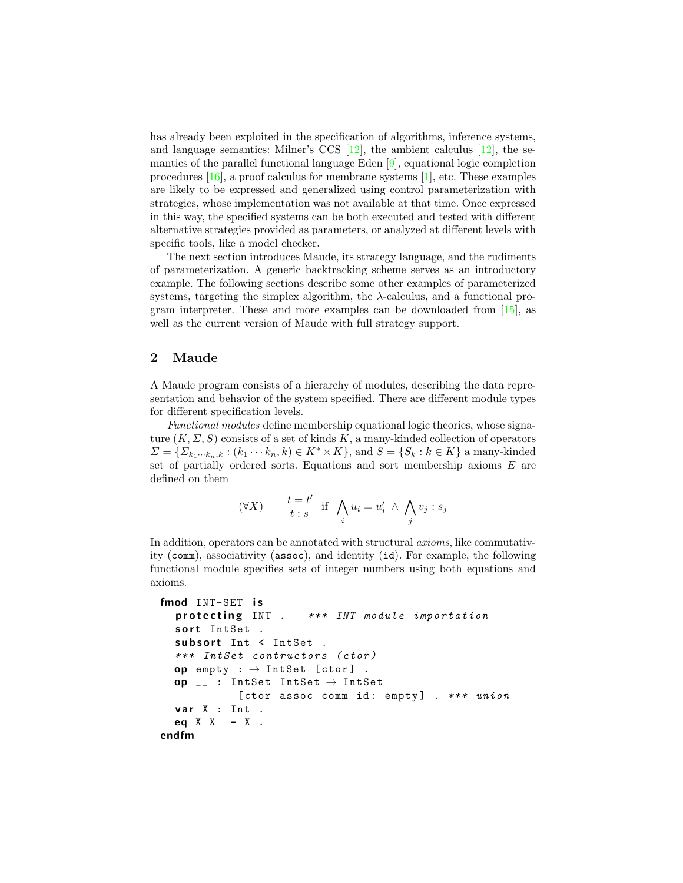has already been exploited in the specification of algorithms, inference systems, and language semantics: Milner's CCS [12], the ambient calculus [12], the semantics of the parallel functional language Eden [9], equational logic completion procedures [16], a proof calculus for membrane systems [1], etc. These examples are likely to be expressed and generalized using control parameterization with strategies, whose implementation was not available at that time. Once expressed in this way, the specified systems can be both executed and tested with different alternative strategies provided as parameters, or analyzed at different levels with specific tools, like a model checker.

The next section introduces Maude, its strategy language, and the rudiments of parameterization. A generic backtracking scheme serves as an introductory example. The following sections describe some other examples of parameterized systems, targeting the simplex algorithm, the $\lambda$-calculus, and a functional program interpreter. These and more examples can be downloaded from [15], as well as the current version of Maude with full strategy support.

## 2 Maude

A Maude program consists of a hierarchy of modules, describing the data representation and behavior of the system specified. There are different module types for different specification levels.

*Functional modules* define membership equational logic theories, whose signature $(K, \Sigma, S)$ consists of a set of kinds $K$, a many-kinded collection of operators $\Sigma = \{\Sigma_{k_1 \cdots k_n, k} : (k_1 \cdots k_n, k) \in K^* \times K\}$, and $S = \{S_k : k \in K\}$ a many-kinded set of partially ordered sorts. Equations and sort membership axioms $E$ are defined on them

$$(\forall X) \qquad \begin{matrix} t = t' \\ t : s \end{matrix} \quad \text{if} \quad \bigwedge_i u_i = u'_i \;\wedge\; \bigwedge_j v_j : s_j$$

In addition, operators can be annotated with structural *axioms*, like commutativity (comm), associativity (assoc), and identity (id). For example, the following functional module specifies sets of integer numbers using both equations and axioms.

```
fmod INT-SET is
  protecting INT .   *** INT module importation
  sort IntSet .
  subsort Int < IntSet .
  *** IntSet contructors (ctor)
  op empty : → IntSet [ctor] .
  op __ : IntSet IntSet → IntSet
          [ctor assoc comm id: empty] . *** union
  var X : Int .
  eq X X  = X .
endfm
```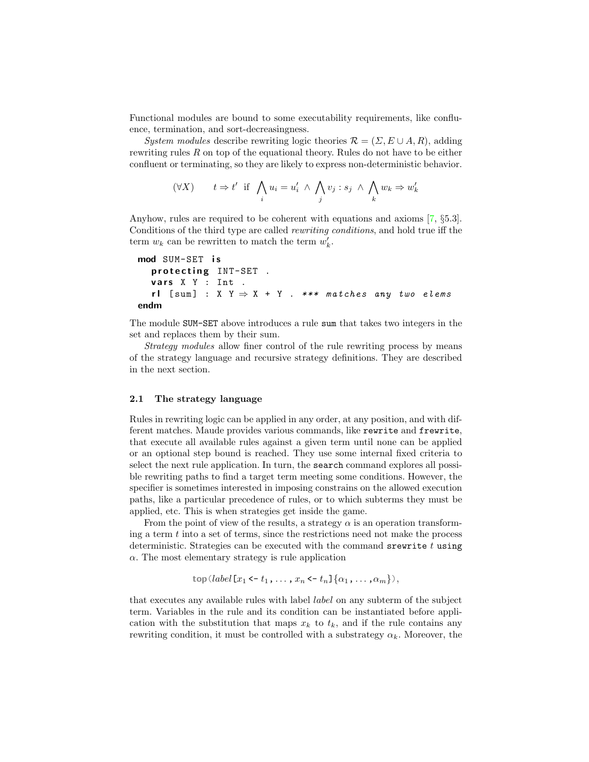Functional modules are bound to some executability requirements, like confluence, termination, and sort-decreasingness.

*System modules* describe rewriting logic theories $\mathcal{R} = (\Sigma, E \cup A, R)$, adding rewriting rules $R$ on top of the equational theory. Rules do not have to be either confluent or terminating, so they are likely to express non-deterministic behavior.

$$(\forall X) \qquad t \Rightarrow t' \;\text{ if }\; \bigwedge_i u_i = u'_i \;\wedge\; \bigwedge_j v_j : s_j \;\wedge\; \bigwedge_k w_k \Rightarrow w'_k$$

Anyhow, rules are required to be coherent with equations and axioms [7, §5.3]. Conditions of the third type are called *rewriting conditions*, and hold true iff the term $w_k$ can be rewritten to match the term $w'_k$.

```
mod SUM-SET is
  protecting INT-SET .
  vars X Y : Int .
  rl [sum] : X Y => X + Y . *** matches any two elems
endm
```

The module SUM-SET above introduces a rule sum that takes two integers in the set and replaces them by their sum.

*Strategy modules* allow finer control of the rule rewriting process by means of the strategy language and recursive strategy definitions. They are described in the next section.

### 2.1 The strategy language

Rules in rewriting logic can be applied in any order, at any position, and with different matches. Maude provides various commands, like `rewrite` and `frewrite`, that execute all available rules against a given term until none can be applied or an optional step bound is reached. They use some internal fixed criteria to select the next rule application. In turn, the `search` command explores all possible rewriting paths to find a target term meeting some conditions. However, the specifier is sometimes interested in imposing constrains on the allowed execution paths, like a particular precedence of rules, or to which subterms they must be applied, etc. This is when strategies get inside the game.

From the point of view of the results, a strategy $\alpha$ is an operation transforming a term $t$ into a set of terms, since the restrictions need not make the process deterministic. Strategies can be executed with the command `srewrite` $t$ `using` $\alpha$. The most elementary strategy is rule application

$$\mathsf{top}(\mathit{label}\,[x_1 \texttt{ <- } t_1, \ldots, x_n \texttt{ <- } t_n]\{\alpha_1, \ldots, \alpha_m\}),$$

that executes any available rules with label *label* on any subterm of the subject term. Variables in the rule and its condition can be instantiated before application with the substitution that maps $x_k$ to $t_k$, and if the rule contains any rewriting condition, it must be controlled with a substrategy $\alpha_k$. Moreover, the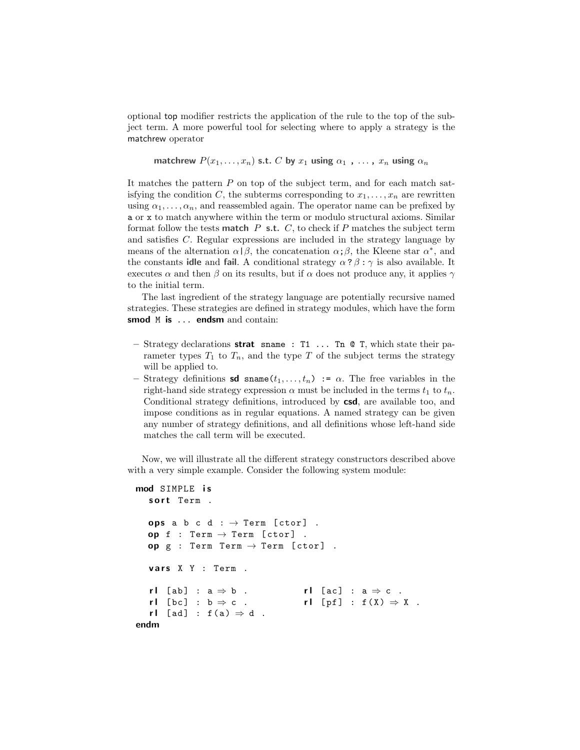optional top modifier restricts the application of the rule to the top of the subject term. A more powerful tool for selecting where to apply a strategy is the matchrew operator

$$\textbf{matchrew}\ P(x_1, \ldots, x_n)\ \textbf{s.t.}\ C\ \textbf{by}\ x_1\ \textbf{using}\ \alpha_1\ ,\ \ldots\ ,\ x_n\ \textbf{using}\ \alpha_n$$

It matches the pattern $P$ on top of the subject term, and for each match satisfying the condition $C$, the subterms corresponding to $x_1, \ldots, x_n$ are rewritten using $\alpha_1, \ldots, \alpha_n$, and reassembled again. The operator name can be prefixed by a or x to match anywhere within the term or modulo structural axioms. Similar format follow the tests **match** $P$ **s.t.** $C$, to check if $P$ matches the subject term and satisfies $C$. Regular expressions are included in the strategy language by means of the alternation $\alpha \,|\, \beta$, the concatenation $\alpha ; \beta$, the Kleene star $\alpha^*$, and the constants **idle** and **fail**. A conditional strategy $\alpha \,?\, \beta : \gamma$ is also available. It executes $\alpha$ and then $\beta$ on its results, but if $\alpha$ does not produce any, it applies $\gamma$ to the initial term.

The last ingredient of the strategy language are potentially recursive named strategies. These strategies are defined in strategy modules, which have the form **smod** M **is** ... **endsm** and contain:

- Strategy declarations **strat** sname : T1 ... Tn @ T, which state their parameter types $T_1$ to $T_n$, and the type $T$ of the subject terms the strategy will be applied to.
- Strategy definitions **sd** sname($t_1, \ldots, t_n$) := $\alpha$. The free variables in the right-hand side strategy expression $\alpha$ must be included in the terms $t_1$ to $t_n$. Conditional strategy definitions, introduced by **csd**, are available too, and impose conditions as in regular equations. A named strategy can be given any number of strategy definitions, and all definitions whose left-hand side matches the call term will be executed.

Now, we will illustrate all the different strategy constructors described above with a very simple example. Consider the following system module:

```
mod SIMPLE is
  sort Term .

  ops a b c d : → Term [ctor] .
  op f : Term → Term [ctor] .
  op g : Term Term → Term [ctor] .

  vars X Y : Term .

  rl [ab] : a ⇒ b .           rl [ac] : a ⇒ c .
  rl [bc] : b ⇒ c .           rl [pf] : f(X) ⇒ X .
  rl [ad] : f(a) ⇒ d .
endm
```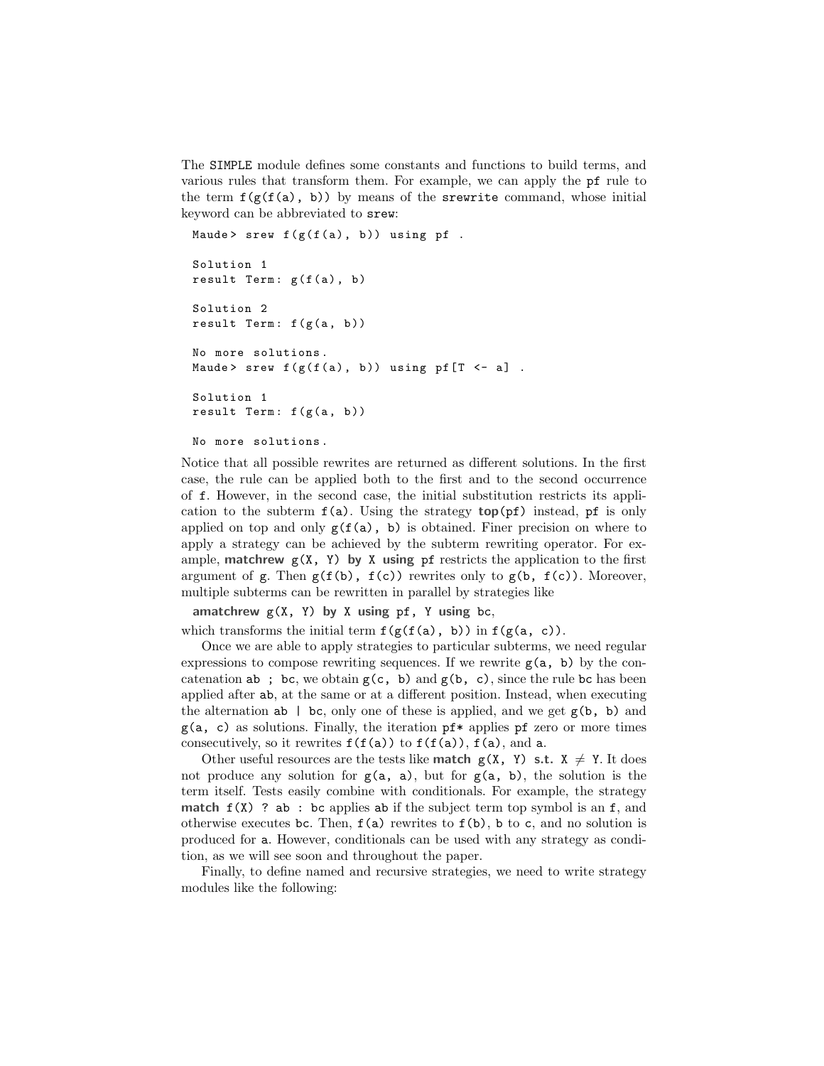The `SIMPLE` module defines some constants and functions to build terms, and various rules that transform them. For example, we can apply the `pf` rule to the term `f(g(f(a), b))` by means of the `srewrite` command, whose initial keyword can be abbreviated to `srew`:

```
Maude> srew f(g(f(a), b)) using pf .

Solution 1
result Term: g(f(a), b)

Solution 2
result Term: f(g(a, b))

No more solutions.
Maude> srew f(g(f(a), b)) using pf[T <- a] .

Solution 1
result Term: f(g(a, b))

No more solutions.
```

Notice that all possible rewrites are returned as different solutions. In the first case, the rule can be applied both to the first and to the second occurrence of `f`. However, in the second case, the initial substitution restricts its application to the subterm `f(a)`. Using the strategy **top**`(pf)` instead, `pf` is only applied on top and only `g(f(a), b)` is obtained. Finer precision on where to apply a strategy can be achieved by the subterm rewriting operator. For example, **matchrew** `g(X, Y)` **by** `X` **using** `pf` restricts the application to the first argument of `g`. Then `g(f(b), f(c))` rewrites only to `g(b, f(c))`. Moreover, multiple subterms can be rewritten in parallel by strategies like

**amatchrew** `g(X, Y)` **by** `X` **using** `pf`, `Y` **using** `bc`,

which transforms the initial term `f(g(f(a), b))` in `f(g(a, c))`.

Once we are able to apply strategies to particular subterms, we need regular expressions to compose rewriting sequences. If we rewrite `g(a, b)` by the concatenation `ab ; bc`, we obtain `g(c, b)` and `g(b, c)`, since the rule `bc` has been applied after `ab`, at the same or at a different position. Instead, when executing the alternation `ab | bc`, only one of these is applied, and we get `g(b, b)` and `g(a, c)` as solutions. Finally, the iteration `pf*` applies `pf` zero or more times consecutively, so it rewrites `f(f(a))` to `f(f(a))`, `f(a)`, and `a`.

Other useful resources are the tests like **match** `g(X, Y)` **s.t.** `X` $\neq$ `Y`. It does not produce any solution for `g(a, a)`, but for `g(a, b)`, the solution is the term itself. Tests easily combine with conditionals. For example, the strategy **match** `f(X) ? ab : bc` applies `ab` if the subject term top symbol is an `f`, and otherwise executes `bc`. Then, `f(a)` rewrites to `f(b)`, `b` to `c`, and no solution is produced for `a`. However, conditionals can be used with any strategy as condition, as we will see soon and throughout the paper.

Finally, to define named and recursive strategies, we need to write strategy modules like the following: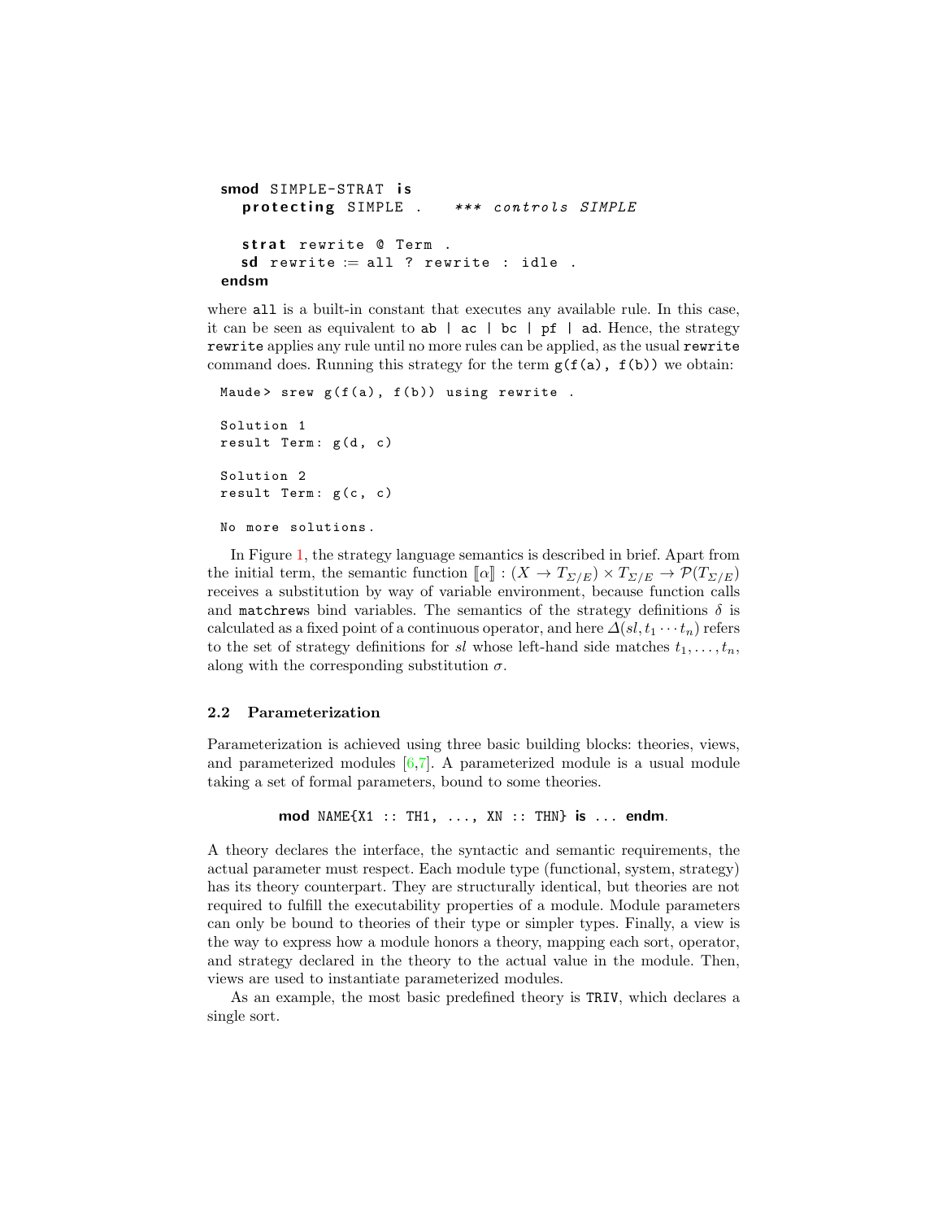```
smod SIMPLE-STRAT is
  protecting SIMPLE .   *** controls SIMPLE

  strat rewrite @ Term .
  sd rewrite := all ? rewrite : idle .
endsm
```

where `all` is a built-in constant that executes any available rule. In this case, it can be seen as equivalent to `ab | ac | bc | pf | ad`. Hence, the strategy `rewrite` applies any rule until no more rules can be applied, as the usual `rewrite` command does. Running this strategy for the term `g(f(a), f(b))` we obtain:

```
Maude> srew g(f(a), f(b)) using rewrite .

Solution 1
result Term: g(d, c)

Solution 2
result Term: g(c, c)

No more solutions.
```

In Figure 1, the strategy language semantics is described in brief. Apart from the initial term, the semantic function $[\![\alpha]\!] : (X \to T_{\Sigma/E}) \times T_{\Sigma/E} \to \mathcal{P}(T_{\Sigma/E})$ receives a substitution by way of variable environment, because function calls and `matchrew`s bind variables. The semantics of the strategy definitions $\delta$ is calculated as a fixed point of a continuous operator, and here $\Delta(sl, t_1 \cdots t_n)$ refers to the set of strategy definitions for $sl$ whose left-hand side matches $t_1, \ldots, t_n$, along with the corresponding substitution $\sigma$.

### 2.2 Parameterization

Parameterization is achieved using three basic building blocks: theories, views, and parameterized modules [6,7]. A parameterized module is a usual module taking a set of formal parameters, bound to some theories.

```
mod NAME{X1 :: TH1, ..., XN :: THN} is ... endm.
```

A theory declares the interface, the syntactic and semantic requirements, the actual parameter must respect. Each module type (functional, system, strategy) has its theory counterpart. They are structurally identical, but theories are not required to fulfill the executability properties of a module. Module parameters can only be bound to theories of their type or simpler types. Finally, a view is the way to express how a module honors a theory, mapping each sort, operator, and strategy declared in the theory to the actual value in the module. Then, views are used to instantiate parameterized modules.

As an example, the most basic predefined theory is `TRIV`, which declares a single sort.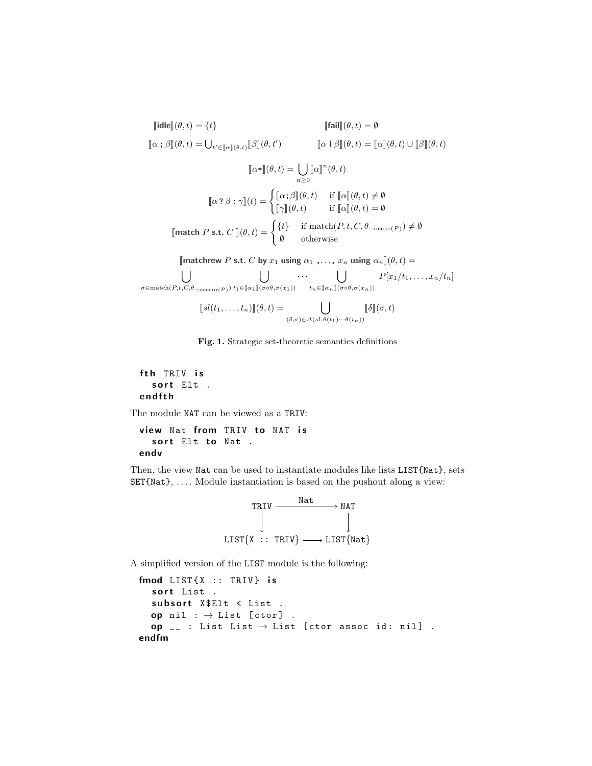$$[\![\textbf{idle}]\!](\theta, t) = \{t\} \qquad\qquad [\![\textbf{fail}]\!](\theta, t) = \emptyset$$

$$[\![\alpha \mathbin{;} \beta]\!](\theta, t) = \textstyle\bigcup_{t' \in [\![\alpha]\!](\theta,t)} [\![\beta]\!](\theta, t') \qquad\qquad [\![\alpha \mid \beta]\!](\theta, t) = [\![\alpha]\!](\theta, t) \cup [\![\beta]\!](\theta, t)$$

$$[\![\alpha *]\!](\theta, t) = \bigcup_{n \geq 0} [\![\alpha]\!]^n(\theta, t)$$

$$[\![\alpha \mathbin{?} \beta : \gamma]\!](t) = \begin{cases} [\![\alpha \mathbin{;} \beta]\!](\theta, t) & \text{if } [\![\alpha]\!](\theta, t) \neq \emptyset \\ [\![\gamma]\!](\theta, t) & \text{if } [\![\alpha]\!](\theta, t) = \emptyset \end{cases}$$

$$[\![\textbf{match } P \textbf{ s.t. } C\ ]\!](\theta, t) = \begin{cases} \{t\} & \text{if match}(P, t, C, \theta_{-\text{occur}(P)}) \neq \emptyset \\ \emptyset & \text{otherwise} \end{cases}$$

$$[\![\textbf{matchrew } P \textbf{ s.t. } C \textbf{ by } x_1 \textbf{ using } \alpha_1 \textbf{ , } \ldots \textbf{ , } x_n \textbf{ using } \alpha_n]\!](\theta, t) =$$

$$\bigcup_{\sigma \in \text{match}(P,t,C,\theta_{-\text{occcur}(P)})} \ \bigcup_{t_1 \in [\![\alpha_1]\!](\sigma \circ \theta, \sigma(x_1))} \cdots \bigcup_{t_n \in [\![\alpha_n]\!](\sigma \circ \theta, \sigma(x_n))} P[x_1/t_1, \ldots, x_n/t_n]$$

$$[\![sl(t_1, \ldots, t_n)]\!](\theta, t) = \bigcup_{(\delta, \sigma) \in \Delta(sl, \theta(t_1) \cdots \theta(t_n))} [\![\delta]\!](\sigma, t)$$

**Fig. 1.** Strategic set-theoretic semantics definitions

```
fth TRIV is
  sort Elt .
endfth
```

The module NAT can be viewed as a TRIV:

```
view Nat from TRIV to NAT is
  sort Elt to Nat .
endv
```

Then, the view Nat can be used to instantiate modules like lists LIST{Nat}, sets SET{Nat}, .... Module instantiation is based on the pushout along a view:

$$\begin{array}{ccc} \texttt{TRIV} & \xrightarrow{\texttt{Nat}} & \texttt{NAT} \\ \downarrow & & \downarrow \\ \texttt{LIST\{X :: TRIV\}} & \longrightarrow & \texttt{LIST\{Nat\}} \end{array}$$

A simplified version of the LIST module is the following:

```
fmod LIST{X :: TRIV} is
  sort List .
  subsort X$Elt < List .
  op nil : → List [ctor] .
  op __ : List List → List [ctor assoc id: nil] .
endfm
```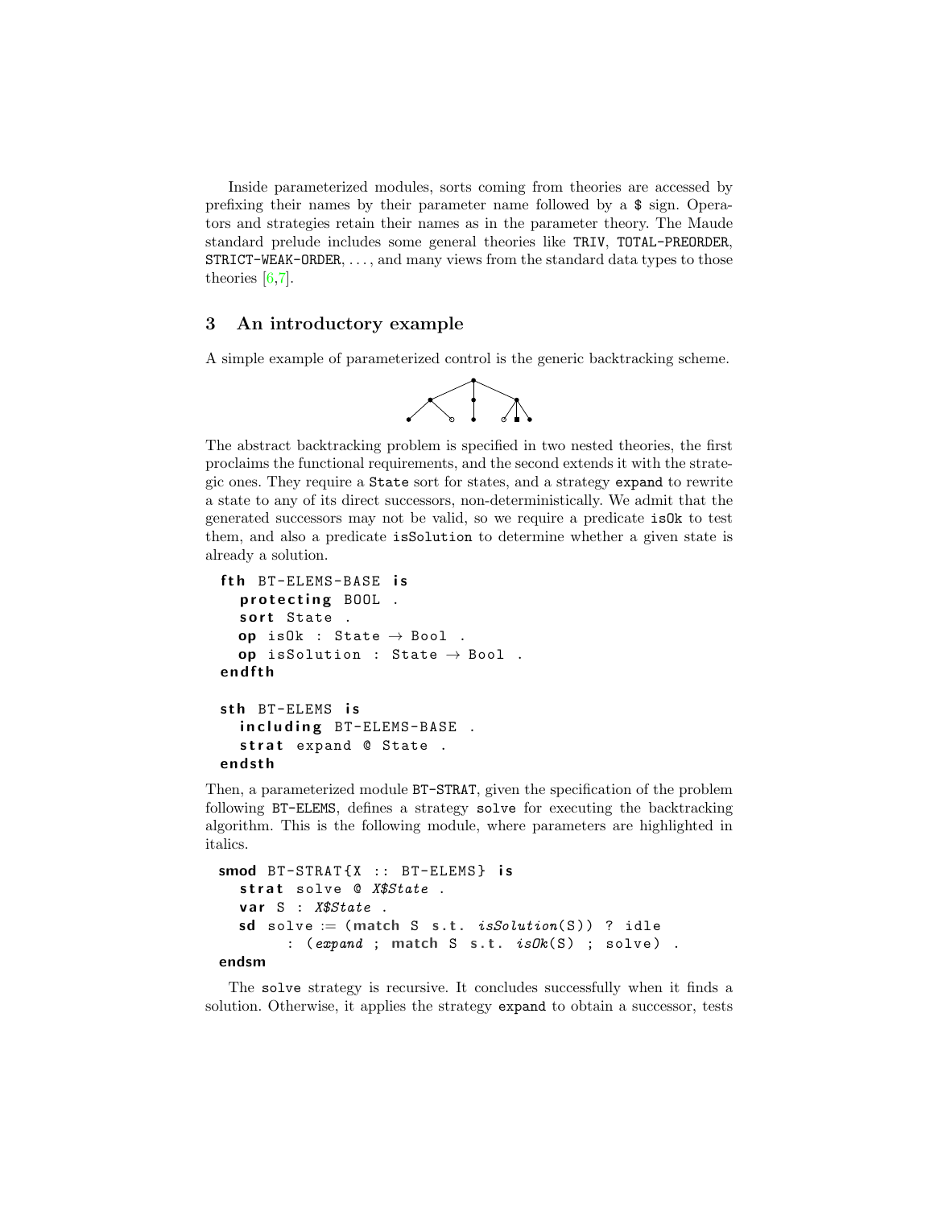Inside parameterized modules, sorts coming from theories are accessed by prefixing their names by their parameter name followed by a $ sign. Operators and strategies retain their names as in the parameter theory. The Maude standard prelude includes some general theories like TRIV, TOTAL-PREORDER, STRICT-WEAK-ORDER, ..., and many views from the standard data types to those theories [6,7].

## 3 An introductory example

A simple example of parameterized control is the generic backtracking scheme.

The abstract backtracking problem is specified in two nested theories, the first proclaims the functional requirements, and the second extends it with the strategic ones. They require a State sort for states, and a strategy expand to rewrite a state to any of its direct successors, non-deterministically. We admit that the generated successors may not be valid, so we require a predicate isOk to test them, and also a predicate isSolution to determine whether a given state is already a solution.

```
fth BT-ELEMS-BASE is
  protecting BOOL .
  sort State .
  op isOk : State → Bool .
  op isSolution : State → Bool .
endfth

sth BT-ELEMS is
  including BT-ELEMS-BASE .
  strat expand @ State .
endsth
```

Then, a parameterized module BT-STRAT, given the specification of the problem following BT-ELEMS, defines a strategy solve for executing the backtracking algorithm. This is the following module, where parameters are highlighted in italics.

```
smod BT-STRAT{X :: BT-ELEMS} is
  strat solve @ X$State .
  var S : X$State .
  sd solve := (match S s.t. isSolution(S)) ? idle
       : (expand ; match S s.t. isOk(S) ; solve) .
endsm
```

The solve strategy is recursive. It concludes successfully when it finds a solution. Otherwise, it applies the strategy expand to obtain a successor, tests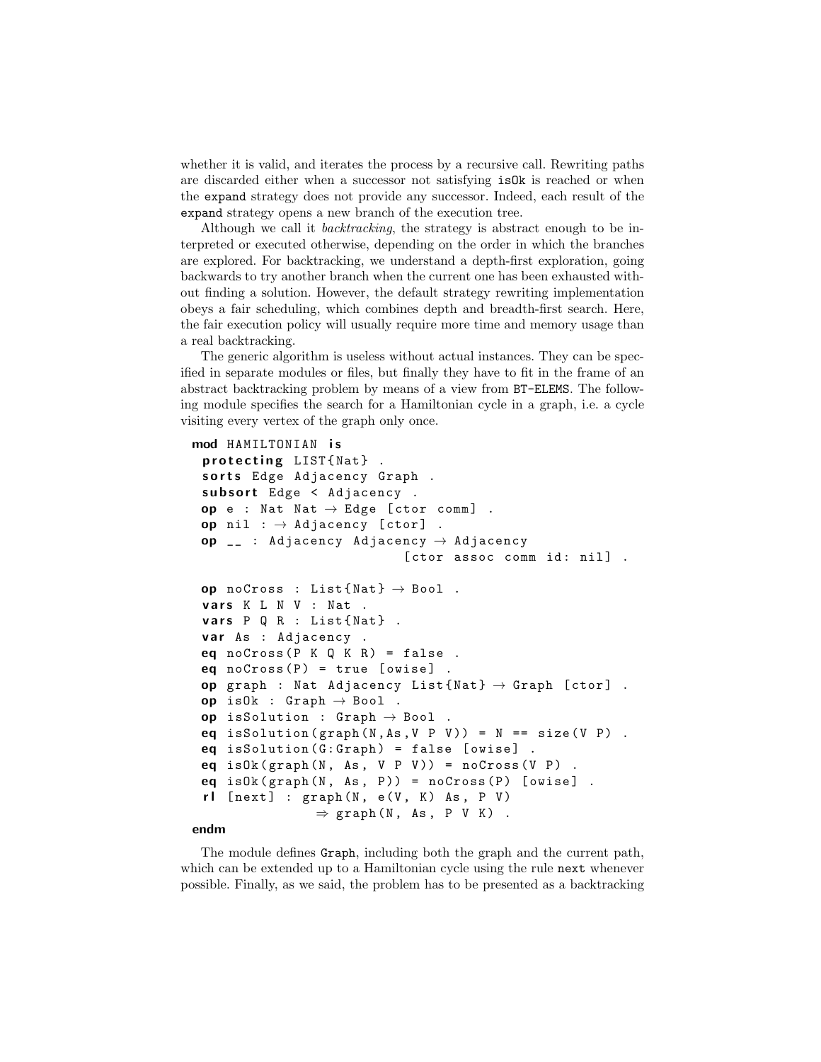whether it is valid, and iterates the process by a recursive call. Rewriting paths are discarded either when a successor not satisfying `isOk` is reached or when the `expand` strategy does not provide any successor. Indeed, each result of the `expand` strategy opens a new branch of the execution tree.

Although we call it *backtracking*, the strategy is abstract enough to be interpreted or executed otherwise, depending on the order in which the branches are explored. For backtracking, we understand a depth-first exploration, going backwards to try another branch when the current one has been exhausted without finding a solution. However, the default strategy rewriting implementation obeys a fair scheduling, which combines depth and breadth-first search. Here, the fair execution policy will usually require more time and memory usage than a real backtracking.

The generic algorithm is useless without actual instances. They can be specified in separate modules or files, but finally they have to fit in the frame of an abstract backtracking problem by means of a view from `BT-ELEMS`. The following module specifies the search for a Hamiltonian cycle in a graph, i.e. a cycle visiting every vertex of the graph only once.

```
mod HAMILTONIAN is
  protecting LIST{Nat} .
  sorts Edge Adjacency Graph .
  subsort Edge < Adjacency .
  op e : Nat Nat → Edge [ctor comm] .
  op nil : → Adjacency [ctor] .
  op __ : Adjacency Adjacency → Adjacency
                             [ctor assoc comm id: nil] .

  op noCross : List{Nat} → Bool .
  vars K L N V : Nat .
  vars P Q R : List{Nat} .
  var As : Adjacency .
  eq noCross(P K Q K R) = false .
  eq noCross(P) = true [owise] .
  op graph : Nat Adjacency List{Nat} → Graph [ctor] .
  op isOk : Graph → Bool .
  op isSolution : Graph → Bool .
  eq isSolution(graph(N,As,V P V)) = N == size(V P) .
  eq isSolution(G:Graph) = false [owise] .
  eq isOk(graph(N, As, V P V)) = noCross(V P) .
  eq isOk(graph(N, As, P)) = noCross(P) [owise] .
  rl [next] : graph(N, e(V, K) As, P V)
              ⇒ graph(N, As, P V K) .
endm
```

The module defines `Graph`, including both the graph and the current path, which can be extended up to a Hamiltonian cycle using the rule `next` whenever possible. Finally, as we said, the problem has to be presented as a backtracking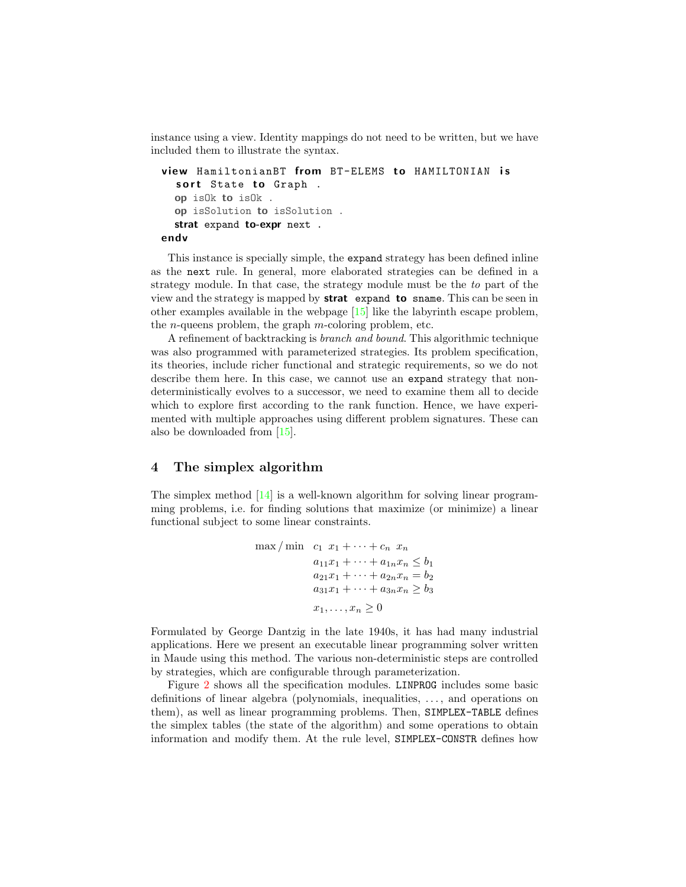instance using a view. Identity mappings do not need to be written, but we have included them to illustrate the syntax.

```
view HamiltonianBT from BT-ELEMS to HAMILTONIAN is
  sort State to Graph .
  op isOk to isOk .
  op isSolution to isSolution .
  strat expand to-expr next .
endv
```

This instance is specially simple, the `expand` strategy has been defined inline as the `next` rule. In general, more elaborated strategies can be defined in a strategy module. In that case, the strategy module must be the *to* part of the view and the strategy is mapped by **strat** `expand` **to** `sname`. This can be seen in other examples available in the webpage [15] like the labyrinth escape problem, the $n$-queens problem, the graph $m$-coloring problem, etc.

A refinement of backtracking is *branch and bound*. This algorithmic technique was also programmed with parameterized strategies. Its problem specification, its theories, include richer functional and strategic requirements, so we do not describe them here. In this case, we cannot use an `expand` strategy that non-deterministically evolves to a successor, we need to examine them all to decide which to explore first according to the rank function. Hence, we have experimented with multiple approaches using different problem signatures. These can also be downloaded from [15].

## 4 The simplex algorithm

The simplex method [14] is a well-known algorithm for solving linear programming problems, i.e. for finding solutions that maximize (or minimize) a linear functional subject to some linear constraints.

$$
\begin{aligned}
\max / \min \quad & c_1 \; x_1 + \cdots + c_n \; x_n \\
& a_{11}x_1 + \cdots + a_{1n}x_n \leq b_1 \\
& a_{21}x_1 + \cdots + a_{2n}x_n = b_2 \\
& a_{31}x_1 + \cdots + a_{3n}x_n \geq b_3 \\
& x_1, \ldots, x_n \geq 0
\end{aligned}
$$

Formulated by George Dantzig in the late 1940s, it has had many industrial applications. Here we present an executable linear programming solver written in Maude using this method. The various non-deterministic steps are controlled by strategies, which are configurable through parameterization.

Figure 2 shows all the specification modules. `LINPROG` includes some basic definitions of linear algebra (polynomials, inequalities, ..., and operations on them), as well as linear programming problems. Then, `SIMPLEX-TABLE` defines the simplex tables (the state of the algorithm) and some operations to obtain information and modify them. At the rule level, `SIMPLEX-CONSTR` defines how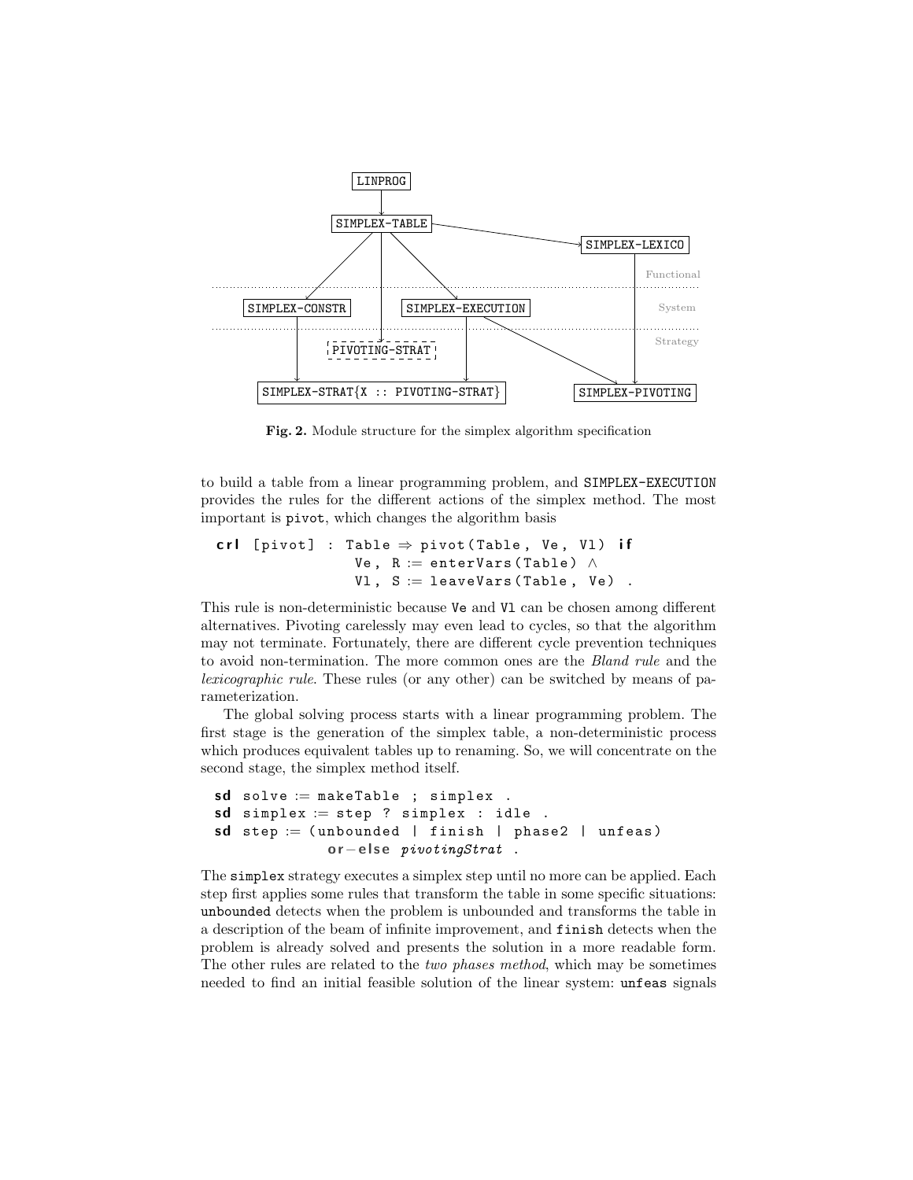Fig. 2. Module structure for the simplex algorithm specification

to build a table from a linear programming problem, and SIMPLEX-EXECUTION provides the rules for the different actions of the simplex method. The most important is pivot, which changes the algorithm basis

```
crl [pivot] : Table ⇒ pivot(Table, Ve, Vl) if
              Ve, R := enterVars(Table) ∧
              Vl, S := leaveVars(Table, Ve) .
```

This rule is non-deterministic because Ve and Vl can be chosen among different alternatives. Pivoting carelessly may even lead to cycles, so that the algorithm may not terminate. Fortunately, there are different cycle prevention techniques to avoid non-termination. The more common ones are the *Bland rule* and the *lexicographic rule*. These rules (or any other) can be switched by means of parameterization.

The global solving process starts with a linear programming problem. The first stage is the generation of the simplex table, a non-deterministic process which produces equivalent tables up to renaming. So, we will concentrate on the second stage, the simplex method itself.

```
sd solve := makeTable ; simplex .
sd simplex := step ? simplex : idle .
sd step := (unbounded | finish | phase2 | unfeas)
           or-else pivotingStrat .
```

The simplex strategy executes a simplex step until no more can be applied. Each step first applies some rules that transform the table in some specific situations: unbounded detects when the problem is unbounded and transforms the table in a description of the beam of infinite improvement, and finish detects when the problem is already solved and presents the solution in a more readable form. The other rules are related to the *two phases method*, which may be sometimes needed to find an initial feasible solution of the linear system: unfeas signals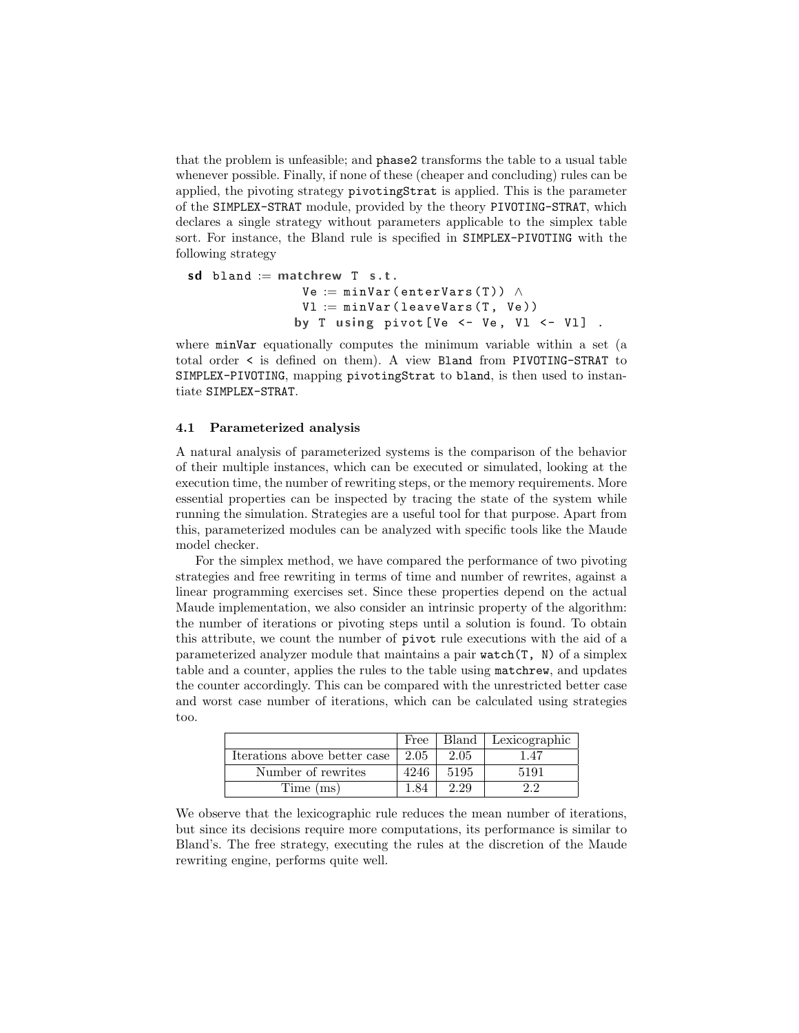that the problem is unfeasible; and `phase2` transforms the table to a usual table whenever possible. Finally, if none of these (cheaper and concluding) rules can be applied, the pivoting strategy `pivotingStrat` is applied. This is the parameter of the `SIMPLEX-STRAT` module, provided by the theory `PIVOTING-STRAT`, which declares a single strategy without parameters applicable to the simplex table sort. For instance, the Bland rule is specified in `SIMPLEX-PIVOTING` with the following strategy

```
sd bland := matchrew T s.t.
              Ve := minVar(enterVars(T)) ∧
              Vl := minVar(leaveVars(T, Ve))
            by T using pivot[Ve <- Ve, Vl <- Vl] .
```

where `minVar` equationally computes the minimum variable within a set (a total order `<` is defined on them). A view `Bland` from `PIVOTING-STRAT` to `SIMPLEX-PIVOTING`, mapping `pivotingStrat` to `bland`, is then used to instantiate `SIMPLEX-STRAT`.

### 4.1 Parameterized analysis

A natural analysis of parameterized systems is the comparison of the behavior of their multiple instances, which can be executed or simulated, looking at the execution time, the number of rewriting steps, or the memory requirements. More essential properties can be inspected by tracing the state of the system while running the simulation. Strategies are a useful tool for that purpose. Apart from this, parameterized modules can be analyzed with specific tools like the Maude model checker.

For the simplex method, we have compared the performance of two pivoting strategies and free rewriting in terms of time and number of rewrites, against a linear programming exercises set. Since these properties depend on the actual Maude implementation, we also consider an intrinsic property of the algorithm: the number of iterations or pivoting steps until a solution is found. To obtain this attribute, we count the number of `pivot` rule executions with the aid of a parameterized analyzer module that maintains a pair `watch(T, N)` of a simplex table and a counter, applies the rules to the table using `matchrew`, and updates the counter accordingly. This can be compared with the unrestricted better case and worst case number of iterations, which can be calculated using strategies too.

| | Free | Bland | Lexicographic |
|---|---|---|---|
| Iterations above better case | 2.05 | 2.05 | 1.47 |
| Number of rewrites | 4246 | 5195 | 5191 |
| Time (ms) | 1.84 | 2.29 | 2.2 |

We observe that the lexicographic rule reduces the mean number of iterations, but since its decisions require more computations, its performance is similar to Bland's. The free strategy, executing the rules at the discretion of the Maude rewriting engine, performs quite well.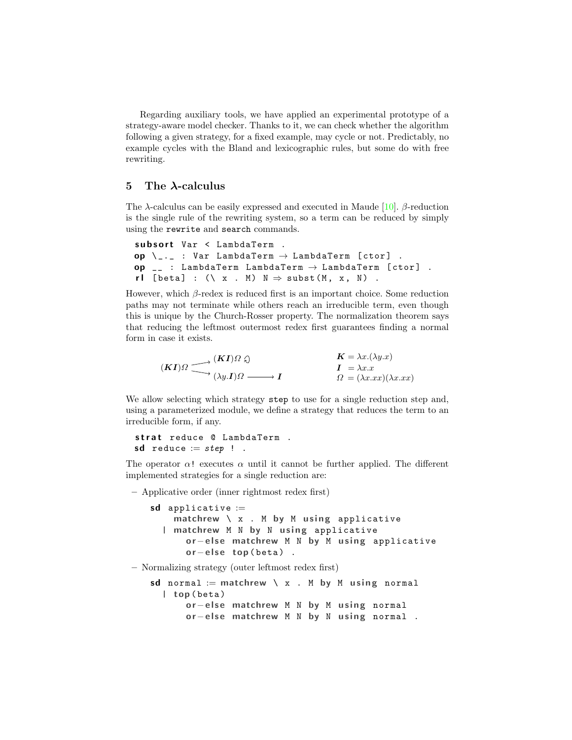Regarding auxiliary tools, we have applied an experimental prototype of a strategy-aware model checker. Thanks to it, we can check whether the algorithm following a given strategy, for a fixed example, may cycle or not. Predictably, no example cycles with the Bland and lexicographic rules, but some do with free rewriting.

## 5 The λ-calculus

The λ-calculus can be easily expressed and executed in Maude [10]. β-reduction is the single rule of the rewriting system, so a term can be reduced by simply using the `rewrite` and `search` commands.

```
subsort Var < LambdaTerm .
op \_._ : Var LambdaTerm → LambdaTerm [ctor] .
op __ : LambdaTerm LambdaTerm → LambdaTerm [ctor] .
rl [beta] : (\ x . M) N ⇒ subst(M, x, N) .
```

However, which β-redex is reduced first is an important choice. Some reduction paths may not terminate while others reach an irreducible term, even though this is unique by the Church-Rosser property. The normalization theorem says that reducing the leftmost outermost redex first guarantees finding a normal form in case it exists.

$$(\boldsymbol{KI})\Omega \longrightarrow (\boldsymbol{KI})\Omega \circlearrowleft \qquad (\boldsymbol{KI})\Omega \longrightarrow (\lambda y.\boldsymbol{I})\Omega \longrightarrow \boldsymbol{I}$$

$$\boldsymbol{K} = \lambda x.(\lambda y.x) \qquad \boldsymbol{I} = \lambda x.x \qquad \Omega = (\lambda x.xx)(\lambda x.xx)$$

We allow selecting which strategy `step` to use for a single reduction step and, using a parameterized module, we define a strategy that reduces the term to an irreducible form, if any.

```
strat reduce @ LambdaTerm .
sd reduce := step ! .
```

The operator $\alpha$`!` executes $\alpha$ until it cannot be further applied. The different implemented strategies for a single reduction are:

– Applicative order (inner rightmost redex first)

```
sd applicative :=
     matchrew \ x . M by M using applicative
   | matchrew M N by N using applicative
       or-else matchrew M N by M using applicative
       or-else top(beta) .
```

– Normalizing strategy (outer leftmost redex first)

```
sd normal := matchrew \ x . M by M using normal
   | top(beta)
       or-else matchrew M N by M using normal
       or-else matchrew M N by N using normal .
```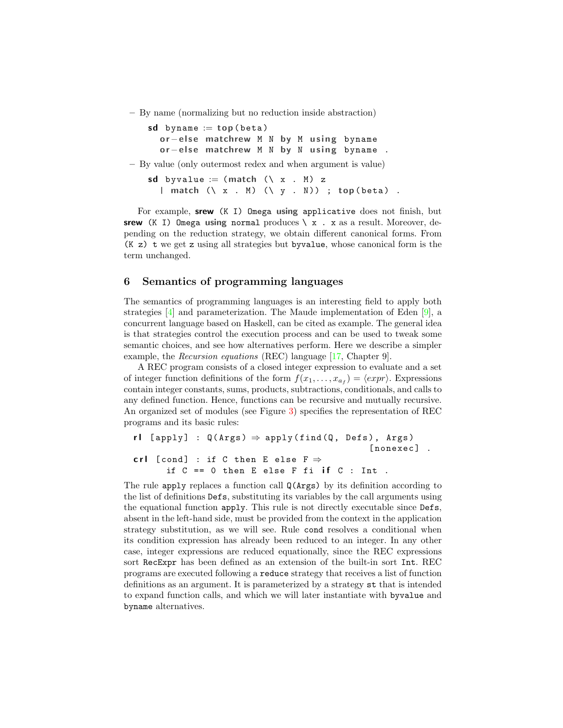– By name (normalizing but no reduction inside abstraction)

```
sd byname := top(beta)
  or-else matchrew M N by M using byname
  or-else matchrew M N by N using byname .
```

– By value (only outermost redex and when argument is value)

```
sd byvalue := (match (\ x . M) z
  | match (\ x . M) (\ y . N)) ; top(beta) .
```

For example, **srew** `(K I) Omega` **using** `applicative` does not finish, but **srew** `(K I) Omega` **using** `normal` produces `\ x . x` as a result. Moreover, depending on the reduction strategy, we obtain different canonical forms. From `(K z) t` we get `z` using all strategies but `byvalue`, whose canonical form is the term unchanged.

## 6 Semantics of programming languages

The semantics of programming languages is an interesting field to apply both strategies [4] and parameterization. The Maude implementation of Eden [9], a concurrent language based on Haskell, can be cited as example. The general idea is that strategies control the execution process and can be used to tweak some semantic choices, and see how alternatives perform. Here we describe a simpler example, the *Recursion equations* (REC) language [17, Chapter 9].

A REC program consists of a closed integer expression to evaluate and a set of integer function definitions of the form $f(x_1, \ldots, x_{a_f}) = \langle expr \rangle$. Expressions contain integer constants, sums, products, subtractions, conditionals, and calls to any defined function. Hence, functions can be recursive and mutually recursive. An organized set of modules (see Figure 3) specifies the representation of REC programs and its basic rules:

```
rl [apply] : Q(Args) => apply(find(Q, Defs), Args)
                                            [nonexec] .
crl [cond] : if C then E else F =>
      if C == 0 then E else F fi if C : Int .
```

The rule `apply` replaces a function call `Q(Args)` by its definition according to the list of definitions `Defs`, substituting its variables by the call arguments using the equational function `apply`. This rule is not directly executable since `Defs`, absent in the left-hand side, must be provided from the context in the application strategy substitution, as we will see. Rule `cond` resolves a conditional when its condition expression has already been reduced to an integer. In any other case, integer expressions are reduced equationally, since the REC expressions sort `RecExpr` has been defined as an extension of the built-in sort `Int`. REC programs are executed following a `reduce` strategy that receives a list of function definitions as an argument. It is parameterized by a strategy `st` that is intended to expand function calls, and which we will later instantiate with `byvalue` and `byname` alternatives.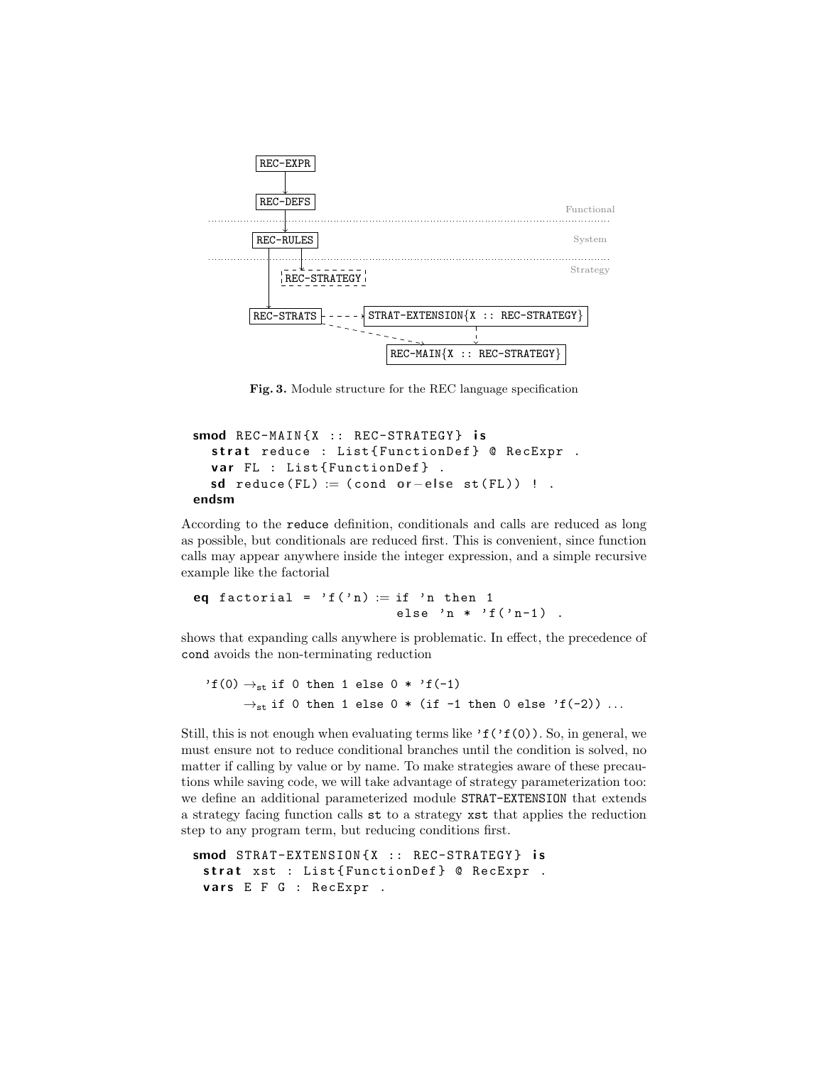Fig. 3. Module structure for the REC language specification

```
smod REC-MAIN{X :: REC-STRATEGY} is
  strat reduce : List{FunctionDef} @ RecExpr .
  var FL : List{FunctionDef} .
  sd reduce(FL) := (cond or-else st(FL)) ! .
endsm
```

According to the reduce definition, conditionals and calls are reduced as long as possible, but conditionals are reduced first. This is convenient, since function calls may appear anywhere inside the integer expression, and a simple recursive example like the factorial

```
eq factorial = 'f('n) := if 'n then 1
                         else 'n * 'f('n-1) .
```

shows that expanding calls anywhere is problematic. In effect, the precedence of cond avoids the non-terminating reduction

'f(0) $\to_{\text{st}}$ if 0 then 1 else 0 * 'f(-1)
$\to_{\text{st}}$ if 0 then 1 else 0 * (if -1 then 0 else 'f(-2)) ...

Still, this is not enough when evaluating terms like 'f('f(0)). So, in general, we must ensure not to reduce conditional branches until the condition is solved, no matter if calling by value or by name. To make strategies aware of these precautions while saving code, we will take advantage of strategy parameterization too: we define an additional parameterized module STRAT-EXTENSION that extends a strategy facing function calls st to a strategy xst that applies the reduction step to any program term, but reducing conditions first.

```
smod STRAT-EXTENSION{X :: REC-STRATEGY} is
 strat xst : List{FunctionDef} @ RecExpr .
 vars E F G : RecExpr .
```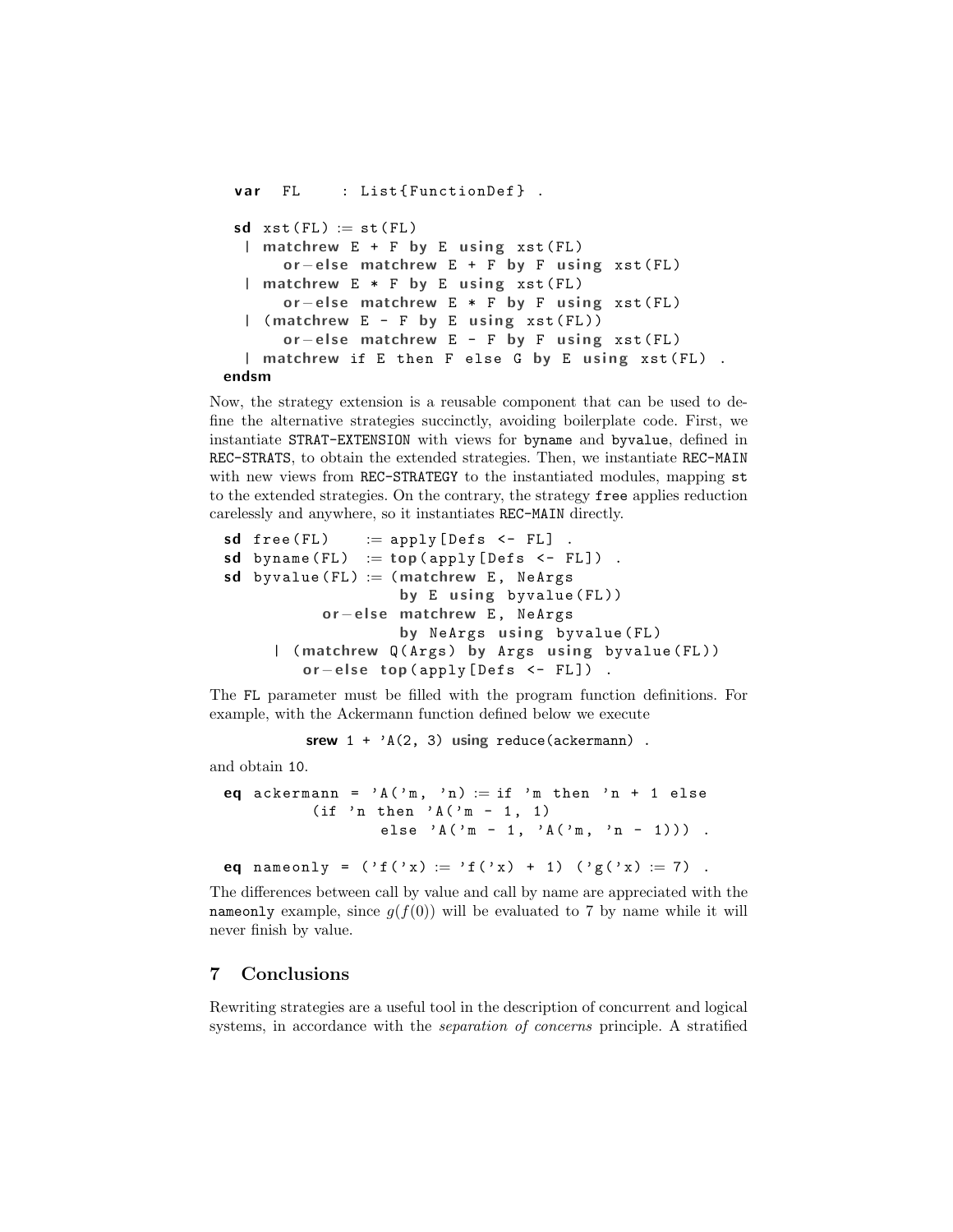```
  var  FL    : List{FunctionDef} .

  sd xst(FL) := st(FL)
   | matchrew E + F by E using xst(FL)
       or-else matchrew E + F by F using xst(FL)
   | matchrew E * F by E using xst(FL)
       or-else matchrew E * F by F using xst(FL)
   | (matchrew E - F by E using xst(FL))
       or-else matchrew E - F by F using xst(FL)
   | matchrew if E then F else G by E using xst(FL) .
endsm
```

Now, the strategy extension is a reusable component that can be used to define the alternative strategies succinctly, avoiding boilerplate code. First, we instantiate `STRAT-EXTENSION` with views for `byname` and `byvalue`, defined in `REC-STRATS`, to obtain the extended strategies. Then, we instantiate `REC-MAIN` with new views from `REC-STRATEGY` to the instantiated modules, mapping `st` to the extended strategies. On the contrary, the strategy `free` applies reduction carelessly and anywhere, so it instantiates `REC-MAIN` directly.

```
sd free(FL)    := apply[Defs <- FL] .
sd byname(FL)  := top(apply[Defs <- FL]) .
sd byvalue(FL) := (matchrew E, NeArgs
                    by E using byvalue(FL))
          or-else matchrew E, NeArgs
                    by NeArgs using byvalue(FL)
     | (matchrew Q(Args) by Args using byvalue(FL))
         or-else top(apply[Defs <- FL]) .
```

The `FL` parameter must be filled with the program function definitions. For example, with the Ackermann function defined below we execute

```
srew 1 + 'A(2, 3) using reduce(ackermann) .
```

and obtain 10.

```
eq ackermann = 'A('m, 'n) := if 'm then 'n + 1 else
          (if 'n then 'A('m - 1, 1)
                  else 'A('m - 1, 'A('m, 'n - 1))) .

eq nameonly = ('f('x) := 'f('x) + 1) ('g('x) := 7) .
```

The differences between call by value and call by name are appreciated with the `nameonly` example, since $g(f(0))$ will be evaluated to 7 by name while it will never finish by value.

## 7 Conclusions

Rewriting strategies are a useful tool in the description of concurrent and logical systems, in accordance with the *separation of concerns* principle. A stratified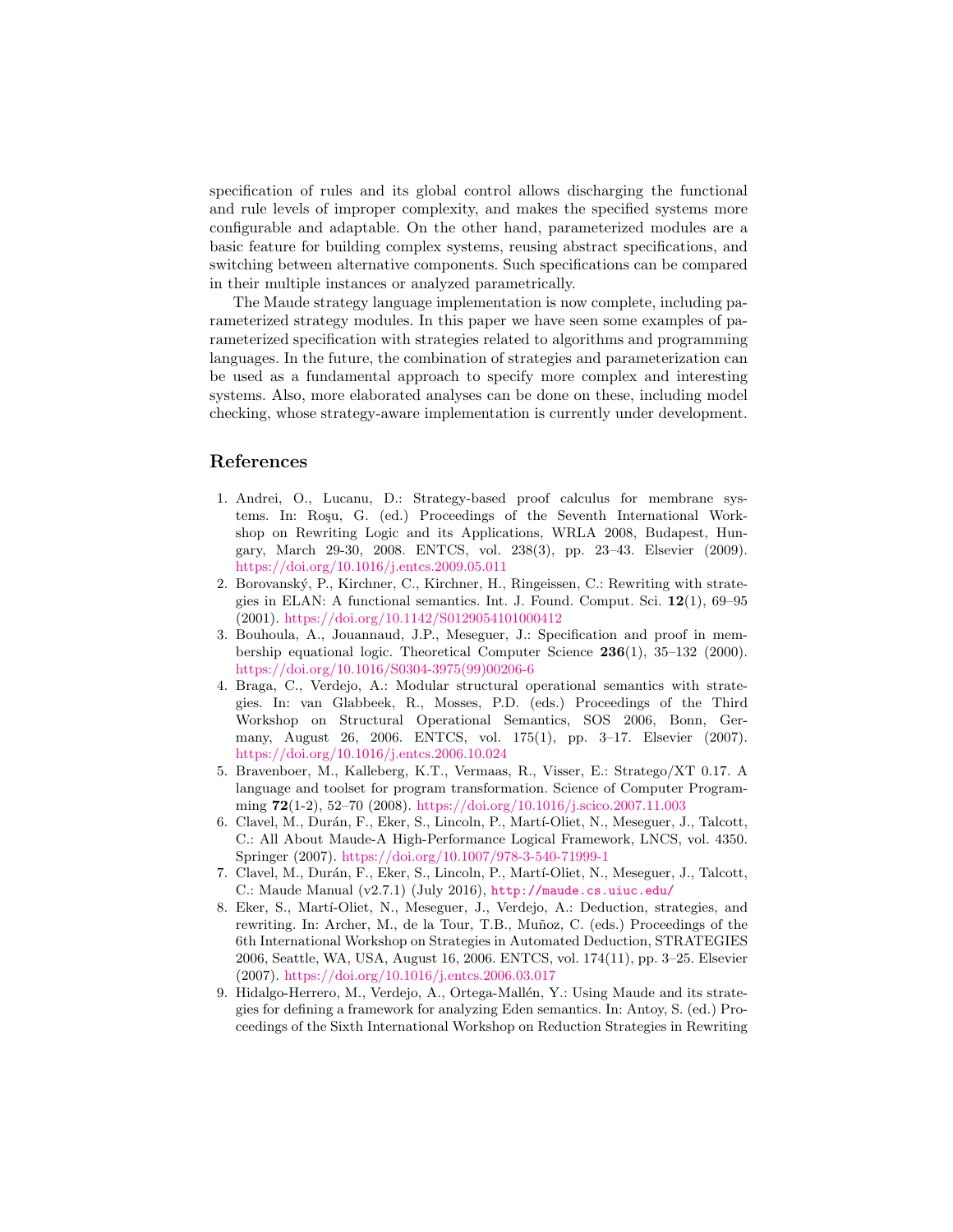specification of rules and its global control allows discharging the functional and rule levels of improper complexity, and makes the specified systems more configurable and adaptable. On the other hand, parameterized modules are a basic feature for building complex systems, reusing abstract specifications, and switching between alternative components. Such specifications can be compared in their multiple instances or analyzed parametrically.

The Maude strategy language implementation is now complete, including parameterized strategy modules. In this paper we have seen some examples of parameterized specification with strategies related to algorithms and programming languages. In the future, the combination of strategies and parameterization can be used as a fundamental approach to specify more complex and interesting systems. Also, more elaborated analyses can be done on these, including model checking, whose strategy-aware implementation is currently under development.

## References

1. Andrei, O., Lucanu, D.: Strategy-based proof calculus for membrane systems. In: Roşu, G. (ed.) Proceedings of the Seventh International Workshop on Rewriting Logic and its Applications, WRLA 2008, Budapest, Hungary, March 29-30, 2008. ENTCS, vol. 238(3), pp. 23–43. Elsevier (2009). https://doi.org/10.1016/j.entcs.2009.05.011
2. Borovanský, P., Kirchner, C., Kirchner, H., Ringeissen, C.: Rewriting with strategies in ELAN: A functional semantics. Int. J. Found. Comput. Sci. **12**(1), 69–95 (2001). https://doi.org/10.1142/S0129054101000412
3. Bouhoula, A., Jouannaud, J.P., Meseguer, J.: Specification and proof in membership equational logic. Theoretical Computer Science **236**(1), 35–132 (2000). https://doi.org/10.1016/S0304-3975(99)00206-6
4. Braga, C., Verdejo, A.: Modular structural operational semantics with strategies. In: van Glabbeek, R., Mosses, P.D. (eds.) Proceedings of the Third Workshop on Structural Operational Semantics, SOS 2006, Bonn, Germany, August 26, 2006. ENTCS, vol. 175(1), pp. 3–17. Elsevier (2007). https://doi.org/10.1016/j.entcs.2006.10.024
5. Bravenboer, M., Kalleberg, K.T., Vermaas, R., Visser, E.: Stratego/XT 0.17. A language and toolset for program transformation. Science of Computer Programming **72**(1-2), 52–70 (2008). https://doi.org/10.1016/j.scico.2007.11.003
6. Clavel, M., Durán, F., Eker, S., Lincoln, P., Martí-Oliet, N., Meseguer, J., Talcott, C.: All About Maude-A High-Performance Logical Framework, LNCS, vol. 4350. Springer (2007). https://doi.org/10.1007/978-3-540-71999-1
7. Clavel, M., Durán, F., Eker, S., Lincoln, P., Martí-Oliet, N., Meseguer, J., Talcott, C.: Maude Manual (v2.7.1) (July 2016), `http://maude.cs.uiuc.edu/`
8. Eker, S., Martí-Oliet, N., Meseguer, J., Verdejo, A.: Deduction, strategies, and rewriting. In: Archer, M., de la Tour, T.B., Muñoz, C. (eds.) Proceedings of the 6th International Workshop on Strategies in Automated Deduction, STRATEGIES 2006, Seattle, WA, USA, August 16, 2006. ENTCS, vol. 174(11), pp. 3–25. Elsevier (2007). https://doi.org/10.1016/j.entcs.2006.03.017
9. Hidalgo-Herrero, M., Verdejo, A., Ortega-Mallén, Y.: Using Maude and its strategies for defining a framework for analyzing Eden semantics. In: Antoy, S. (ed.) Proceedings of the Sixth International Workshop on Reduction Strategies in Rewriting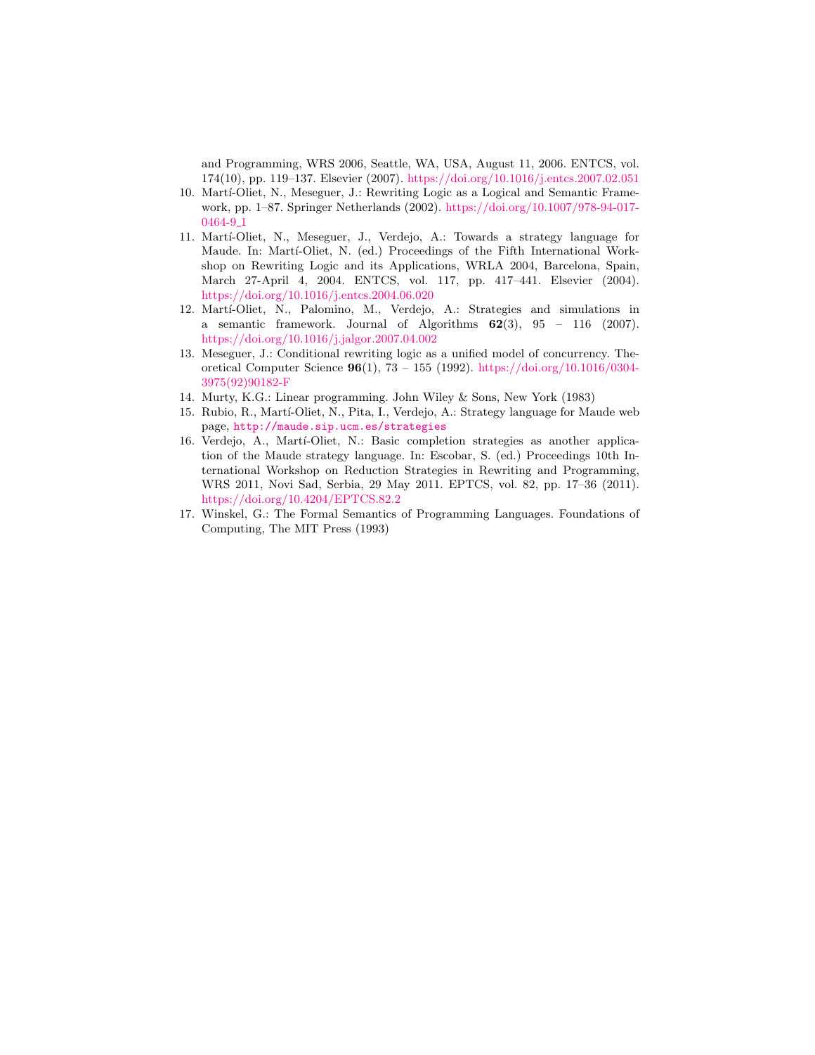and Programming, WRS 2006, Seattle, WA, USA, August 11, 2006. ENTCS, vol. 174(10), pp. 119–137. Elsevier (2007). https://doi.org/10.1016/j.entcs.2007.02.051

10. Martí-Oliet, N., Meseguer, J.: Rewriting Logic as a Logical and Semantic Framework, pp. 1–87. Springer Netherlands (2002). https://doi.org/10.1007/978-94-017-0464-9_1
11. Martí-Oliet, N., Meseguer, J., Verdejo, A.: Towards a strategy language for Maude. In: Martí-Oliet, N. (ed.) Proceedings of the Fifth International Workshop on Rewriting Logic and its Applications, WRLA 2004, Barcelona, Spain, March 27-April 4, 2004. ENTCS, vol. 117, pp. 417–441. Elsevier (2004). https://doi.org/10.1016/j.entcs.2004.06.020
12. Martí-Oliet, N., Palomino, M., Verdejo, A.: Strategies and simulations in a semantic framework. Journal of Algorithms **62**(3), 95 – 116 (2007). https://doi.org/10.1016/j.jalgor.2007.04.002
13. Meseguer, J.: Conditional rewriting logic as a unified model of concurrency. Theoretical Computer Science **96**(1), 73 – 155 (1992). https://doi.org/10.1016/0304-3975(92)90182-F
14. Murty, K.G.: Linear programming. John Wiley & Sons, New York (1983)
15. Rubio, R., Martí-Oliet, N., Pita, I., Verdejo, A.: Strategy language for Maude web page, `http://maude.sip.ucm.es/strategies`
16. Verdejo, A., Martí-Oliet, N.: Basic completion strategies as another application of the Maude strategy language. In: Escobar, S. (ed.) Proceedings 10th International Workshop on Reduction Strategies in Rewriting and Programming, WRS 2011, Novi Sad, Serbia, 29 May 2011. EPTCS, vol. 82, pp. 17–36 (2011). https://doi.org/10.4204/EPTCS.82.2
17. Winskel, G.: The Formal Semantics of Programming Languages. Foundations of Computing, The MIT Press (1993)